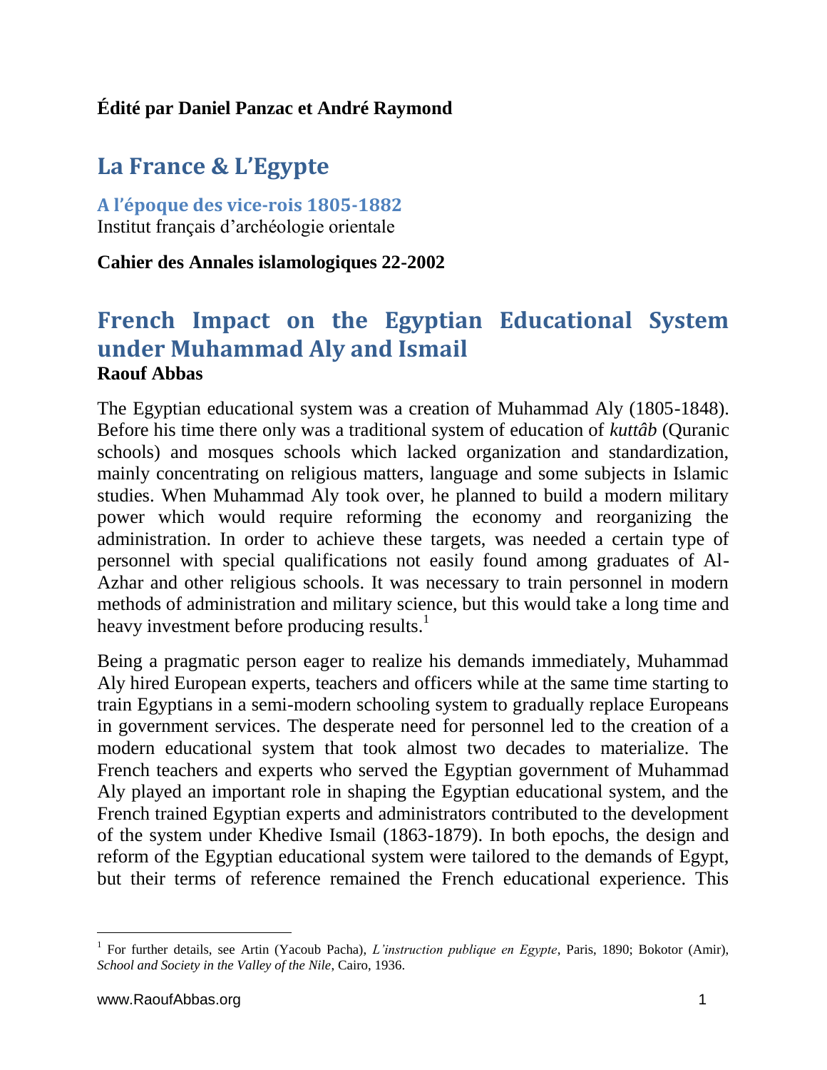**Édité par Daniel Panzac et André Raymond**

# La France & L'Egypte

### A l'époque des vice-rois 1805-1882

Institut français d'archéologie orientale

**Cahier des Annales islamologiques 22-2002**

## French Impact on the Egyptian Educational System under Muhammad Aly and Ismail

**Raouf Abbas**

The Egyptian educational system was a creation of Muhammad Aly (1805-1848). Before his time there only was a traditional system of education of *kuttâb* (Quranic schools) and mosques schools which lacked organization and standardization, mainly concentrating on religious matters, language and some subjects in Islamic studies. When Muhammad Aly took over, he planned to build a modern military power which would require reforming the economy and reorganizing the administration. In order to achieve these targets, was needed a certain type of personnel with special qualifications not easily found among graduates of Al-Azhar and other religious schools. It was necessary to train personnel in modern methods of administration and military science, but this would take a long time and heavy investment before producing results.[1]

Being a pragmatic person eager to realize his demands immediately, Muhammad Aly hired European experts, teachers and officers while at the same time starting to train Egyptians in a semi-modern schooling system to gradually replace Europeans in government services. The desperate need for personnel led to the creation of a modern educational system that took almost two decades to materialize. The French teachers and experts who served the Egyptian government of Muhammad Aly played an important role in shaping the Egyptian educational system, and the French trained Egyptian experts and administrators contributed to the development of the system under Khedive Ismail (1863-1879). In both epochs, the design and reform of the Egyptian educational system were tailored to the demands of Egypt, but their terms of reference remained the French educational experience. This

---

[1] For further details, see Artin (Yacoub Pacha), *L'instruction publique en Egypte*, Paris, 1890; Bokotor (Amir), *School and Society in the Valley of the Nile*, Cairo, 1936.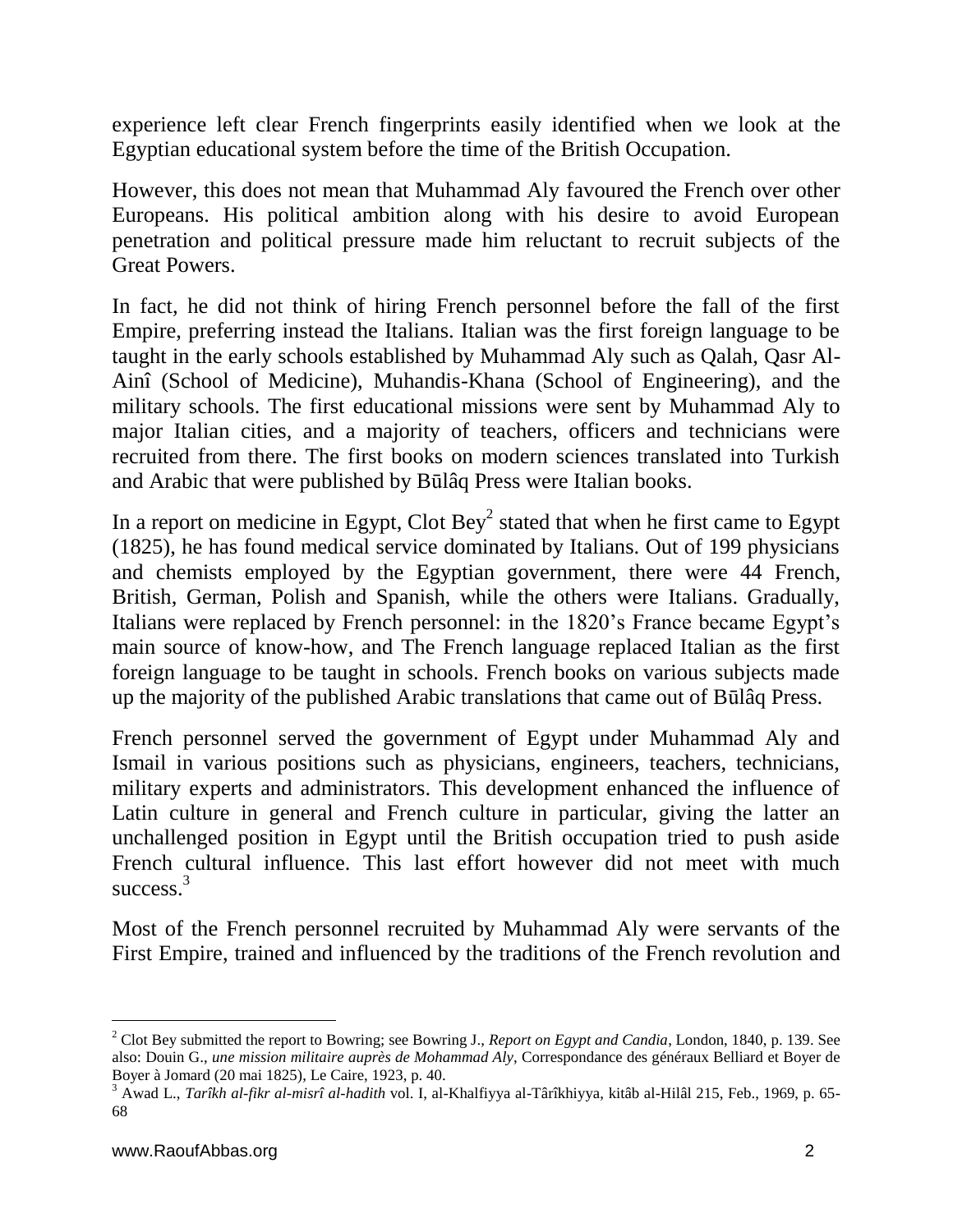experience left clear French fingerprints easily identified when we look at the Egyptian educational system before the time of the British Occupation.

However, this does not mean that Muhammad Aly favoured the French over other Europeans. His political ambition along with his desire to avoid European penetration and political pressure made him reluctant to recruit subjects of the Great Powers.

In fact, he did not think of hiring French personnel before the fall of the first Empire, preferring instead the Italians. Italian was the first foreign language to be taught in the early schools established by Muhammad Aly such as Qalah, Qasr Al-Ainî (School of Medicine), Muhandis-Khana (School of Engineering), and the military schools. The first educational missions were sent by Muhammad Aly to major Italian cities, and a majority of teachers, officers and technicians were recruited from there. The first books on modern sciences translated into Turkish and Arabic that were published by Būlâq Press were Italian books.

In a report on medicine in Egypt, Clot Bey[2] stated that when he first came to Egypt (1825), he has found medical service dominated by Italians. Out of 199 physicians and chemists employed by the Egyptian government, there were 44 French, British, German, Polish and Spanish, while the others were Italians. Gradually, Italians were replaced by French personnel: in the 1820's France became Egypt's main source of know-how, and The French language replaced Italian as the first foreign language to be taught in schools. French books on various subjects made up the majority of the published Arabic translations that came out of Būlâq Press.

French personnel served the government of Egypt under Muhammad Aly and Ismail in various positions such as physicians, engineers, teachers, technicians, military experts and administrators. This development enhanced the influence of Latin culture in general and French culture in particular, giving the latter an unchallenged position in Egypt until the British occupation tried to push aside French cultural influence. This last effort however did not meet with much success.[3]

Most of the French personnel recruited by Muhammad Aly were servants of the First Empire, trained and influenced by the traditions of the French revolution and

---

[2] Clot Bey submitted the report to Bowring; see Bowring J., *Report on Egypt and Candia*, London, 1840, p. 139. See also: Douin G., *une mission militaire auprès de Mohammad Aly*, Correspondance des généraux Belliard et Boyer de Boyer à Jomard (20 mai 1825), Le Caire, 1923, p. 40.

[3] Awad L., *Tarîkh al-fikr al-misrî al-hadith* vol. I, al-Khalfiyya al-Târîkhiyya, kitâb al-Hilâl 215, Feb., 1969, p. 65-68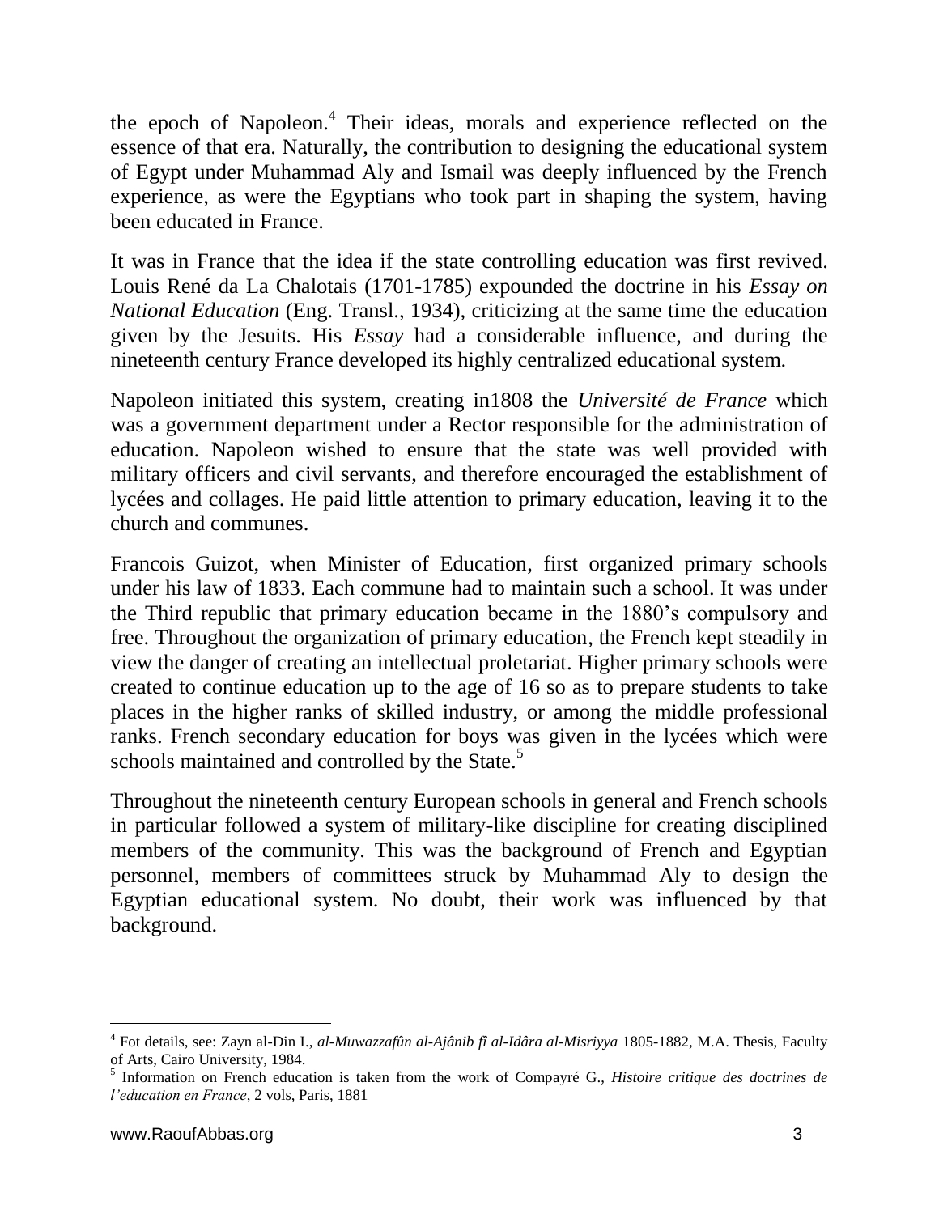the epoch of Napoleon.[4] Their ideas, morals and experience reflected on the essence of that era. Naturally, the contribution to designing the educational system of Egypt under Muhammad Aly and Ismail was deeply influenced by the French experience, as were the Egyptians who took part in shaping the system, having been educated in France.

It was in France that the idea if the state controlling education was first revived. Louis René da La Chalotais (1701-1785) expounded the doctrine in his *Essay on National Education* (Eng. Transl., 1934), criticizing at the same time the education given by the Jesuits. His *Essay* had a considerable influence, and during the nineteenth century France developed its highly centralized educational system.

Napoleon initiated this system, creating in1808 the *Université de France* which was a government department under a Rector responsible for the administration of education. Napoleon wished to ensure that the state was well provided with military officers and civil servants, and therefore encouraged the establishment of lycées and collages. He paid little attention to primary education, leaving it to the church and communes.

Francois Guizot, when Minister of Education, first organized primary schools under his law of 1833. Each commune had to maintain such a school. It was under the Third republic that primary education became in the 1880's compulsory and free. Throughout the organization of primary education, the French kept steadily in view the danger of creating an intellectual proletariat. Higher primary schools were created to continue education up to the age of 16 so as to prepare students to take places in the higher ranks of skilled industry, or among the middle professional ranks. French secondary education for boys was given in the lycées which were schools maintained and controlled by the State.[5]

Throughout the nineteenth century European schools in general and French schools in particular followed a system of military-like discipline for creating disciplined members of the community. This was the background of French and Egyptian personnel, members of committees struck by Muhammad Aly to design the Egyptian educational system. No doubt, their work was influenced by that background.

---

[4] Fot details, see: Zayn al-Din I., *al-Muwazzafûn al-Ajânib fî al-Idâra al-Misriyya* 1805-1882, M.A. Thesis, Faculty of Arts, Cairo University, 1984.

[5] Information on French education is taken from the work of Compayré G., *Histoire critique des doctrines de l'education en France*, 2 vols, Paris, 1881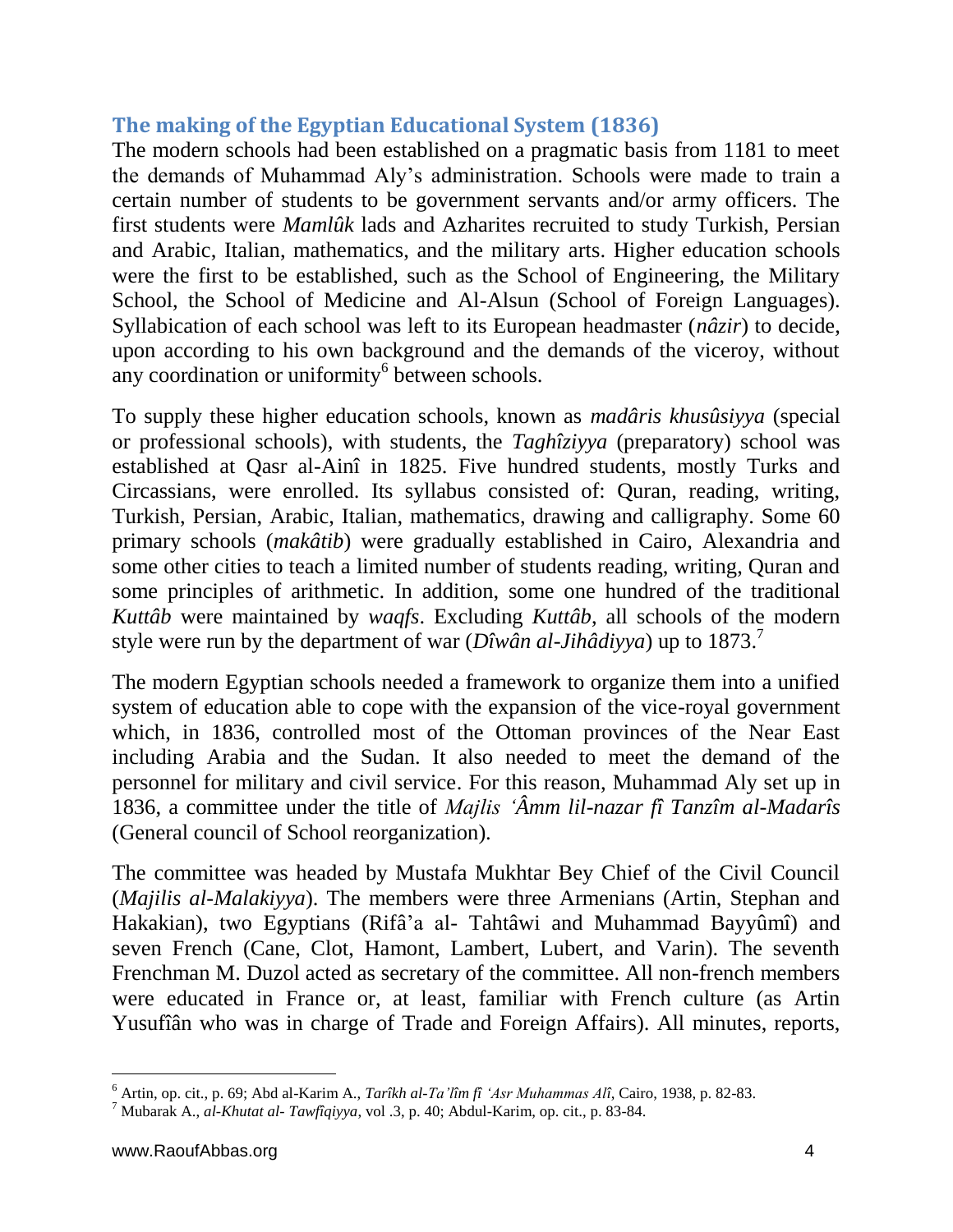## The making of the Egyptian Educational System (1836)

The modern schools had been established on a pragmatic basis from 1181 to meet the demands of Muhammad Aly's administration. Schools were made to train a certain number of students to be government servants and/or army officers. The first students were *Mamlûk* lads and Azharites recruited to study Turkish, Persian and Arabic, Italian, mathematics, and the military arts. Higher education schools were the first to be established, such as the School of Engineering, the Military School, the School of Medicine and Al-Alsun (School of Foreign Languages). Syllabication of each school was left to its European headmaster (*nâzir*) to decide, upon according to his own background and the demands of the viceroy, without any coordination or uniformity[6] between schools.

To supply these higher education schools, known as *madâris khusûsiyya* (special or professional schools), with students, the *Taghîziyya* (preparatory) school was established at Qasr al-Ainî in 1825. Five hundred students, mostly Turks and Circassians, were enrolled. Its syllabus consisted of: Quran, reading, writing, Turkish, Persian, Arabic, Italian, mathematics, drawing and calligraphy. Some 60 primary schools (*makâtib*) were gradually established in Cairo, Alexandria and some other cities to teach a limited number of students reading, writing, Quran and some principles of arithmetic. In addition, some one hundred of the traditional *Kuttâb* were maintained by *waqfs*. Excluding *Kuttâb*, all schools of the modern style were run by the department of war (*Dîwân al-Jihâdiyya*) up to 1873.[7]

The modern Egyptian schools needed a framework to organize them into a unified system of education able to cope with the expansion of the vice-royal government which, in 1836, controlled most of the Ottoman provinces of the Near East including Arabia and the Sudan. It also needed to meet the demand of the personnel for military and civil service. For this reason, Muhammad Aly set up in 1836, a committee under the title of *Majlis 'Âmm lil-nazar fî Tanzîm al-Madarîs* (General council of School reorganization).

The committee was headed by Mustafa Mukhtar Bey Chief of the Civil Council (*Majilis al-Malakiyya*). The members were three Armenians (Artin, Stephan and Hakakian), two Egyptians (Rifâ'a al- Tahtâwi and Muhammad Bayyûmî) and seven French (Cane, Clot, Hamont, Lambert, Lubert, and Varin). The seventh Frenchman M. Duzol acted as secretary of the committee. All non-french members were educated in France or, at least, familiar with French culture (as Artin Yusufîân who was in charge of Trade and Foreign Affairs). All minutes, reports,

---

[6] Artin, op. cit., p. 69; Abd al-Karim A., *Tarîkh al-Ta'lîm fî 'Asr Muhammas Alî*, Cairo, 1938, p. 82-83.

[7] Mubarak A., *al-Khutat al- Tawfîqiyya*, vol .3, p. 40; Abdul-Karim, op. cit., p. 83-84.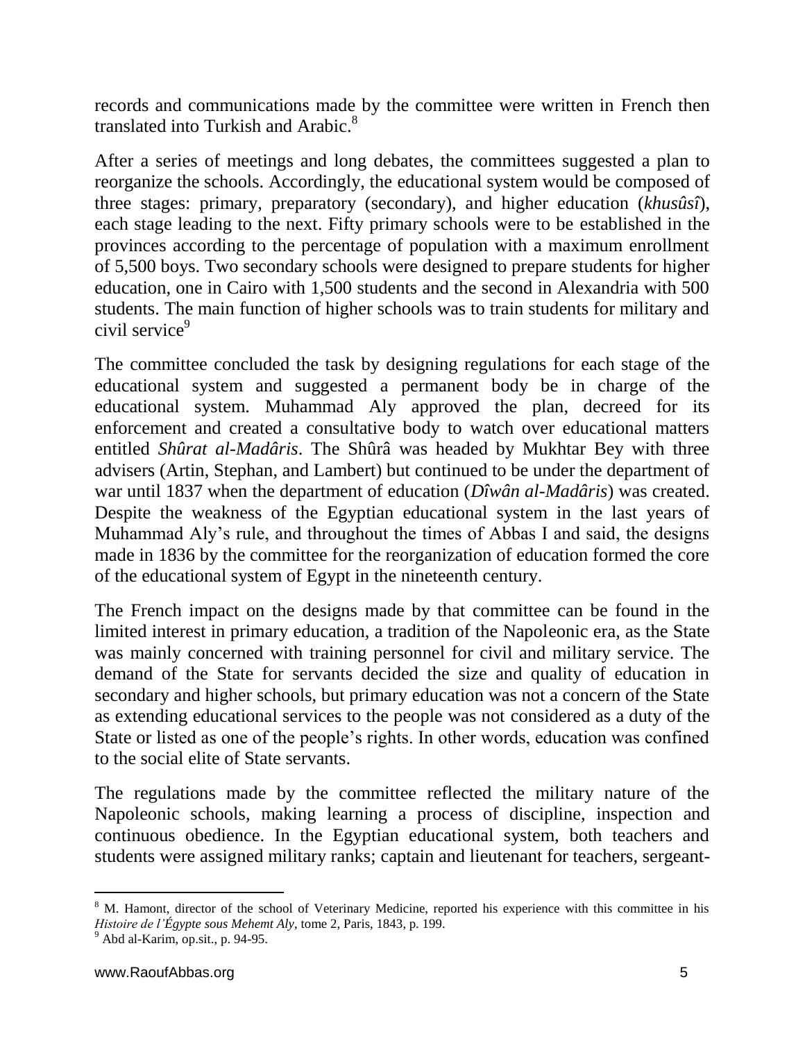records and communications made by the committee were written in French then translated into Turkish and Arabic.[8]

After a series of meetings and long debates, the committees suggested a plan to reorganize the schools. Accordingly, the educational system would be composed of three stages: primary, preparatory (secondary), and higher education (*khusûsî*), each stage leading to the next. Fifty primary schools were to be established in the provinces according to the percentage of population with a maximum enrollment of 5,500 boys. Two secondary schools were designed to prepare students for higher education, one in Cairo with 1,500 students and the second in Alexandria with 500 students. The main function of higher schools was to train students for military and civil service[9]

The committee concluded the task by designing regulations for each stage of the educational system and suggested a permanent body be in charge of the educational system. Muhammad Aly approved the plan, decreed for its enforcement and created a consultative body to watch over educational matters entitled *Shûrat al-Madâris*. The Shûrâ was headed by Mukhtar Bey with three advisers (Artin, Stephan, and Lambert) but continued to be under the department of war until 1837 when the department of education (*Dîwân al-Madâris*) was created. Despite the weakness of the Egyptian educational system in the last years of Muhammad Aly's rule, and throughout the times of Abbas I and said, the designs made in 1836 by the committee for the reorganization of education formed the core of the educational system of Egypt in the nineteenth century.

The French impact on the designs made by that committee can be found in the limited interest in primary education, a tradition of the Napoleonic era, as the State was mainly concerned with training personnel for civil and military service. The demand of the State for servants decided the size and quality of education in secondary and higher schools, but primary education was not a concern of the State as extending educational services to the people was not considered as a duty of the State or listed as one of the people's rights. In other words, education was confined to the social elite of State servants.

The regulations made by the committee reflected the military nature of the Napoleonic schools, making learning a process of discipline, inspection and continuous obedience. In the Egyptian educational system, both teachers and students were assigned military ranks; captain and lieutenant for teachers, sergeant-

---

[8] M. Hamont, director of the school of Veterinary Medicine, reported his experience with this committee in his *Histoire de l'Égypte sous Mehemt Aly*, tome 2, Paris, 1843, p. 199.

[9] Abd al-Karim, op.sit., p. 94-95.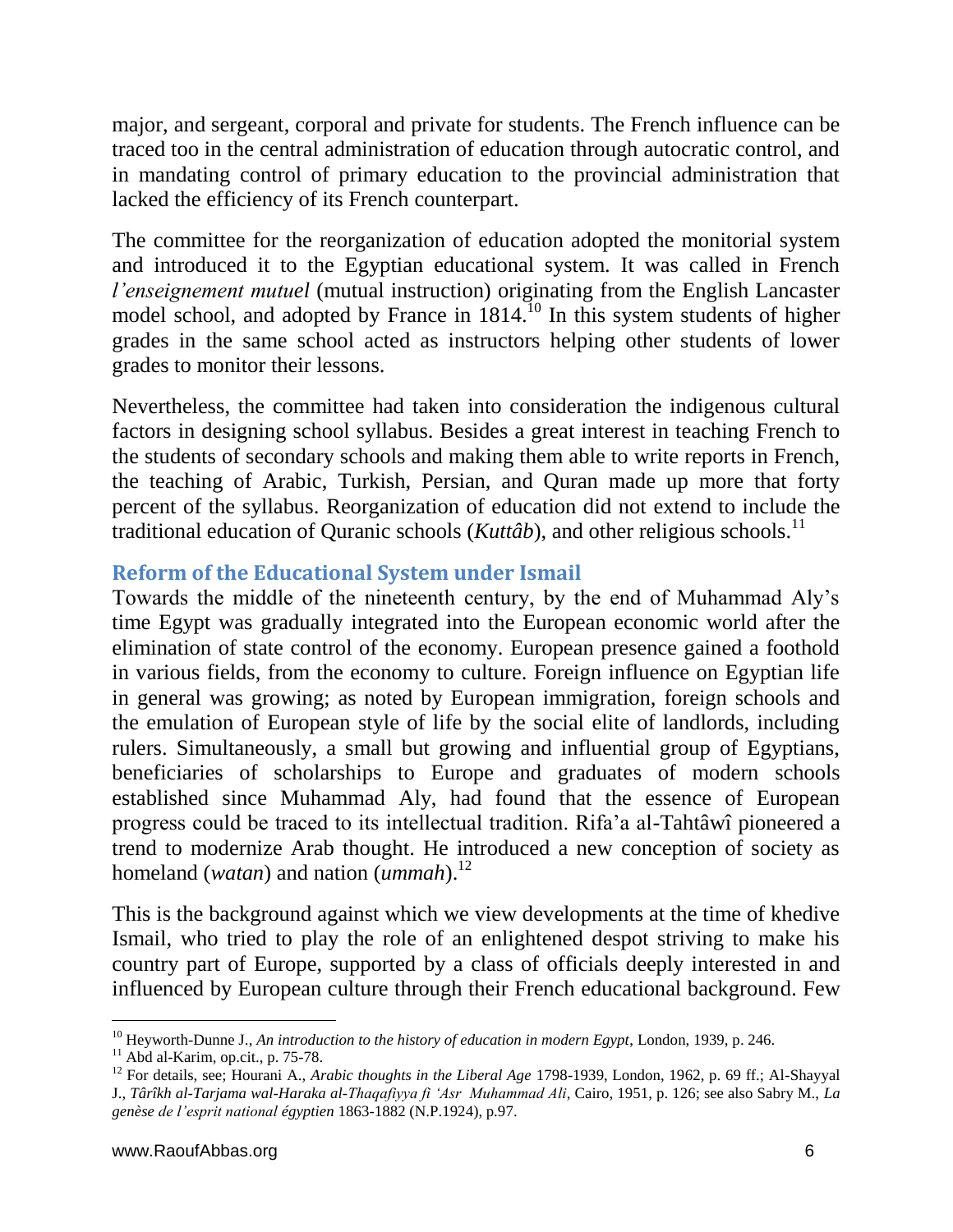major, and sergeant, corporal and private for students. The French influence can be traced too in the central administration of education through autocratic control, and in mandating control of primary education to the provincial administration that lacked the efficiency of its French counterpart.

The committee for the reorganization of education adopted the monitorial system and introduced it to the Egyptian educational system. It was called in French *l'enseignement mutuel* (mutual instruction) originating from the English Lancaster model school, and adopted by France in 1814.[10] In this system students of higher grades in the same school acted as instructors helping other students of lower grades to monitor their lessons.

Nevertheless, the committee had taken into consideration the indigenous cultural factors in designing school syllabus. Besides a great interest in teaching French to the students of secondary schools and making them able to write reports in French, the teaching of Arabic, Turkish, Persian, and Quran made up more that forty percent of the syllabus. Reorganization of education did not extend to include the traditional education of Quranic schools (*Kuttâb*), and other religious schools.[11]

## Reform of the Educational System under Ismail

Towards the middle of the nineteenth century, by the end of Muhammad Aly's time Egypt was gradually integrated into the European economic world after the elimination of state control of the economy. European presence gained a foothold in various fields, from the economy to culture. Foreign influence on Egyptian life in general was growing; as noted by European immigration, foreign schools and the emulation of European style of life by the social elite of landlords, including rulers. Simultaneously, a small but growing and influential group of Egyptians, beneficiaries of scholarships to Europe and graduates of modern schools established since Muhammad Aly, had found that the essence of European progress could be traced to its intellectual tradition. Rifa'a al-Tahtâwî pioneered a trend to modernize Arab thought. He introduced a new conception of society as homeland (*watan*) and nation (*ummah*).[12]

This is the background against which we view developments at the time of khedive Ismail, who tried to play the role of an enlightened despot striving to make his country part of Europe, supported by a class of officials deeply interested in and influenced by European culture through their French educational background. Few

---

[10] Heyworth-Dunne J., *An introduction to the history of education in modern Egypt*, London, 1939, p. 246.

[11] Abd al-Karim, op.cit., p. 75-78.

[12] For details, see; Hourani A., *Arabic thoughts in the Liberal Age* 1798-1939, London, 1962, p. 69 ff.; Al-Shayyal J., *Târîkh al-Tarjama wal-Haraka al-Thaqafiyya fi 'Asr Muhammad Ali*, Cairo, 1951, p. 126; see also Sabry M., *La genèse de l'esprit national égyptien* 1863-1882 (N.P.1924), p.97.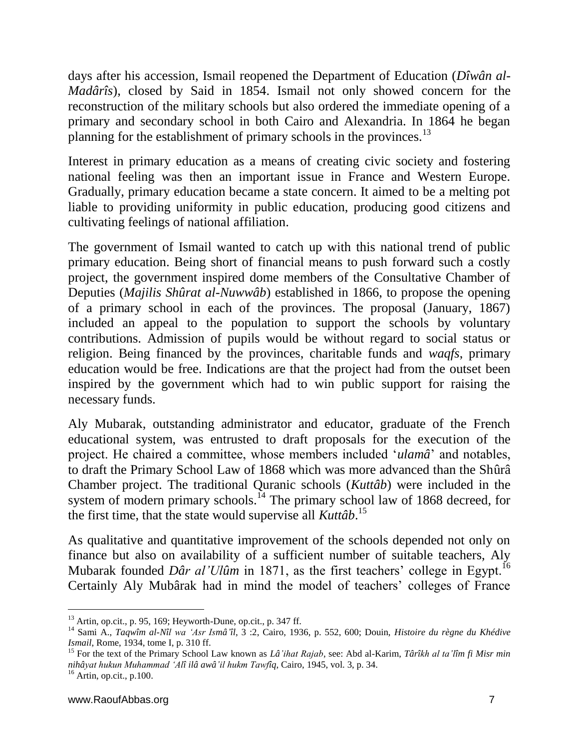days after his accession, Ismail reopened the Department of Education (*Dîwân al-Madârîs*), closed by Said in 1854. Ismail not only showed concern for the reconstruction of the military schools but also ordered the immediate opening of a primary and secondary school in both Cairo and Alexandria. In 1864 he began planning for the establishment of primary schools in the provinces.[13]

Interest in primary education as a means of creating civic society and fostering national feeling was then an important issue in France and Western Europe. Gradually, primary education became a state concern. It aimed to be a melting pot liable to providing uniformity in public education, producing good citizens and cultivating feelings of national affiliation.

The government of Ismail wanted to catch up with this national trend of public primary education. Being short of financial means to push forward such a costly project, the government inspired dome members of the Consultative Chamber of Deputies (*Majilis Shûrat al-Nuwwâb*) established in 1866, to propose the opening of a primary school in each of the provinces. The proposal (January, 1867) included an appeal to the population to support the schools by voluntary contributions. Admission of pupils would be without regard to social status or religion. Being financed by the provinces, charitable funds and *waqfs*, primary education would be free. Indications are that the project had from the outset been inspired by the government which had to win public support for raising the necessary funds.

Aly Mubarak, outstanding administrator and educator, graduate of the French educational system, was entrusted to draft proposals for the execution of the project. He chaired a committee, whose members included '*ulamâ*' and notables, to draft the Primary School Law of 1868 which was more advanced than the Shûrâ Chamber project. The traditional Quranic schools (*Kuttâb*) were included in the system of modern primary schools.[14] The primary school law of 1868 decreed, for the first time, that the state would supervise all *Kuttâb*.[15]

As qualitative and quantitative improvement of the schools depended not only on finance but also on availability of a sufficient number of suitable teachers, Aly Mubarak founded *Dâr al'Ulûm* in 1871, as the first teachers' college in Egypt.[16] Certainly Aly Mubârak had in mind the model of teachers' colleges of France

---

[13] Artin, op.cit., p. 95, 169; Heyworth-Dune, op.cit., p. 347 ff.

[14] Sami A., *Taqwîm al-Nîl wa 'Asr Ismâ'îl*, 3 :2, Cairo, 1936, p. 552, 600; Douin, *Histoire du règne du Khédive Ismail*, Rome, 1934, tome I, p. 310 ff.

[15] For the text of the Primary School Law known as *Lâ'ihat Rajab*, see: Abd al-Karim, *Târîkh al ta'lîm fi Misr min nihâyat hukun Muhammad 'Alî ilâ awâ'il hukm Tawfîq*, Cairo, 1945, vol. 3, p. 34.

[16] Artin, op.cit., p.100.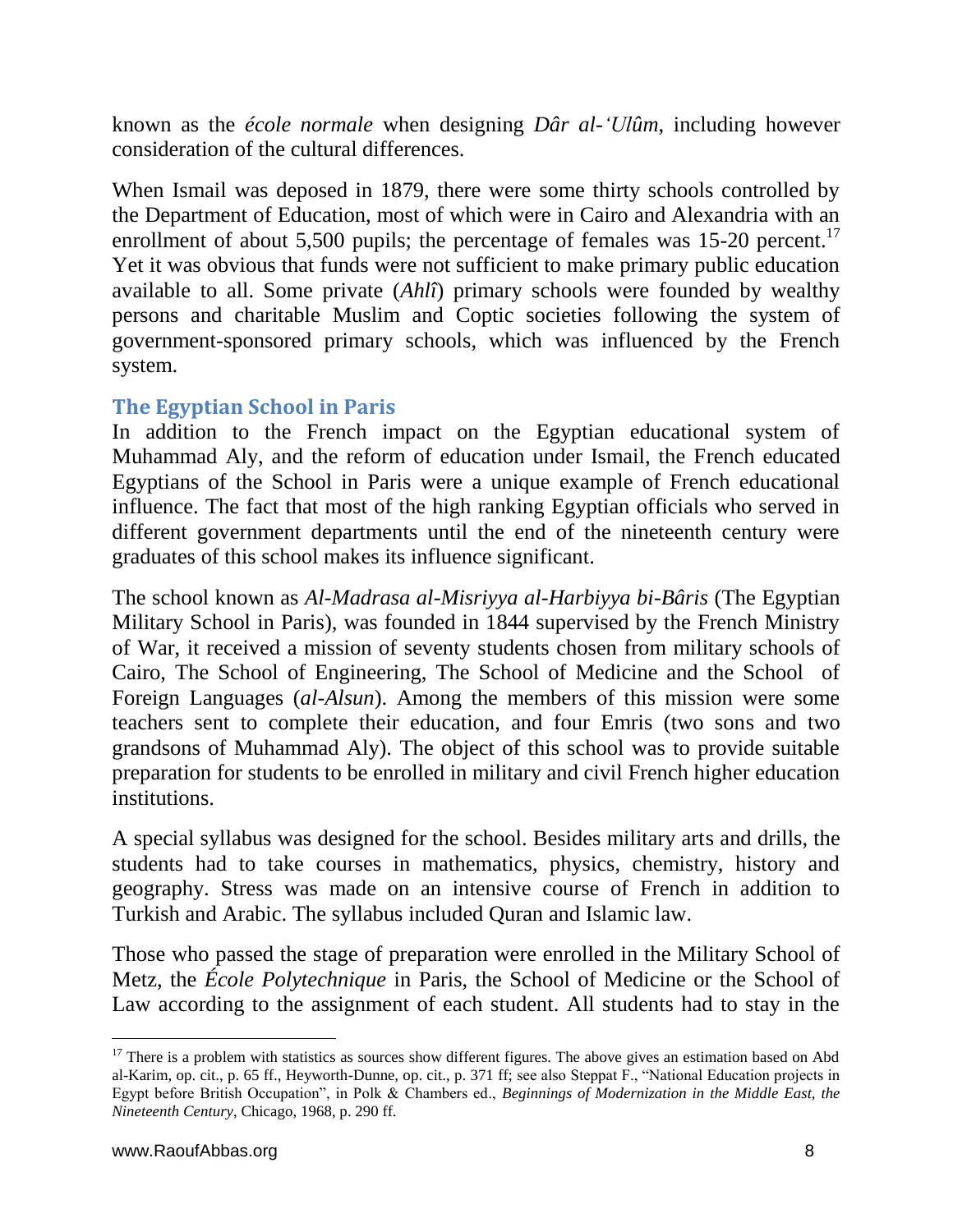known as the *école normale* when designing *Dâr al-'Ulûm*, including however consideration of the cultural differences.

When Ismail was deposed in 1879, there were some thirty schools controlled by the Department of Education, most of which were in Cairo and Alexandria with an enrollment of about 5,500 pupils; the percentage of females was 15-20 percent.[17] Yet it was obvious that funds were not sufficient to make primary public education available to all. Some private (*Ahlî*) primary schools were founded by wealthy persons and charitable Muslim and Coptic societies following the system of government-sponsored primary schools, which was influenced by the French system.

## The Egyptian School in Paris

In addition to the French impact on the Egyptian educational system of Muhammad Aly, and the reform of education under Ismail, the French educated Egyptians of the School in Paris were a unique example of French educational influence. The fact that most of the high ranking Egyptian officials who served in different government departments until the end of the nineteenth century were graduates of this school makes its influence significant.

The school known as *Al-Madrasa al-Misriyya al-Harbiyya bi-Bâris* (The Egyptian Military School in Paris), was founded in 1844 supervised by the French Ministry of War, it received a mission of seventy students chosen from military schools of Cairo, The School of Engineering, The School of Medicine and the School of Foreign Languages (*al-Alsun*). Among the members of this mission were some teachers sent to complete their education, and four Emris (two sons and two grandsons of Muhammad Aly). The object of this school was to provide suitable preparation for students to be enrolled in military and civil French higher education institutions.

A special syllabus was designed for the school. Besides military arts and drills, the students had to take courses in mathematics, physics, chemistry, history and geography. Stress was made on an intensive course of French in addition to Turkish and Arabic. The syllabus included Quran and Islamic law.

Those who passed the stage of preparation were enrolled in the Military School of Metz, the *École Polytechnique* in Paris, the School of Medicine or the School of Law according to the assignment of each student. All students had to stay in the

[17] There is a problem with statistics as sources show different figures. The above gives an estimation based on Abd al-Karim, op. cit., p. 65 ff., Heyworth-Dunne, op. cit., p. 371 ff; see also Steppat F., "National Education projects in Egypt before British Occupation", in Polk & Chambers ed., *Beginnings of Modernization in the Middle East, the Nineteenth Century*, Chicago, 1968, p. 290 ff.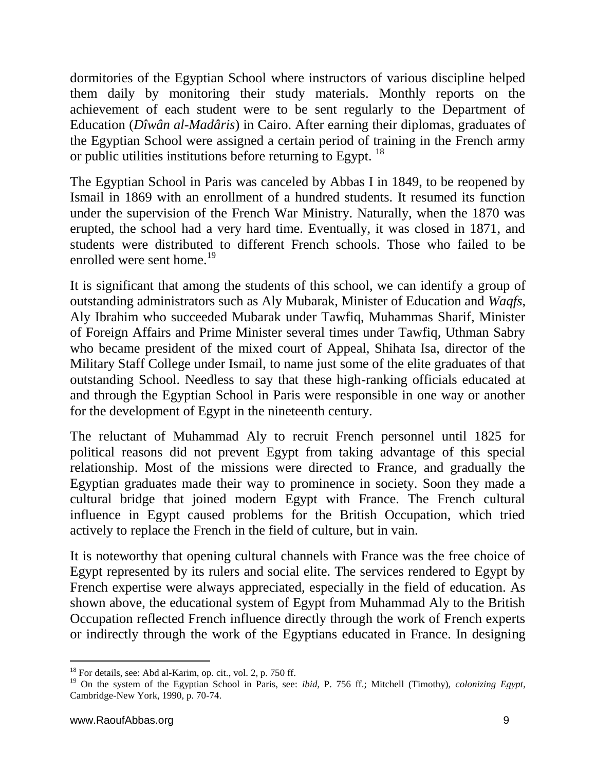dormitories of the Egyptian School where instructors of various discipline helped them daily by monitoring their study materials. Monthly reports on the achievement of each student were to be sent regularly to the Department of Education (*Dîwân al-Madâris*) in Cairo. After earning their diplomas, graduates of the Egyptian School were assigned a certain period of training in the French army or public utilities institutions before returning to Egypt. [18]

The Egyptian School in Paris was canceled by Abbas I in 1849, to be reopened by Ismail in 1869 with an enrollment of a hundred students. It resumed its function under the supervision of the French War Ministry. Naturally, when the 1870 was erupted, the school had a very hard time. Eventually, it was closed in 1871, and students were distributed to different French schools. Those who failed to be enrolled were sent home.[19]

It is significant that among the students of this school, we can identify a group of outstanding administrators such as Aly Mubarak, Minister of Education and *Waqfs*, Aly Ibrahim who succeeded Mubarak under Tawfiq, Muhammas Sharif, Minister of Foreign Affairs and Prime Minister several times under Tawfiq, Uthman Sabry who became president of the mixed court of Appeal, Shihata Isa, director of the Military Staff College under Ismail, to name just some of the elite graduates of that outstanding School. Needless to say that these high-ranking officials educated at and through the Egyptian School in Paris were responsible in one way or another for the development of Egypt in the nineteenth century.

The reluctant of Muhammad Aly to recruit French personnel until 1825 for political reasons did not prevent Egypt from taking advantage of this special relationship. Most of the missions were directed to France, and gradually the Egyptian graduates made their way to prominence in society. Soon they made a cultural bridge that joined modern Egypt with France. The French cultural influence in Egypt caused problems for the British Occupation, which tried actively to replace the French in the field of culture, but in vain.

It is noteworthy that opening cultural channels with France was the free choice of Egypt represented by its rulers and social elite. The services rendered to Egypt by French expertise were always appreciated, especially in the field of education. As shown above, the educational system of Egypt from Muhammad Aly to the British Occupation reflected French influence directly through the work of French experts or indirectly through the work of the Egyptians educated in France. In designing

---

[18] For details, see: Abd al-Karim, op. cit., vol. 2, p. 750 ff.

[19] On the system of the Egyptian School in Paris, see: *ibid*, P. 756 ff.; Mitchell (Timothy), *colonizing Egypt*, Cambridge-New York, 1990, p. 70-74.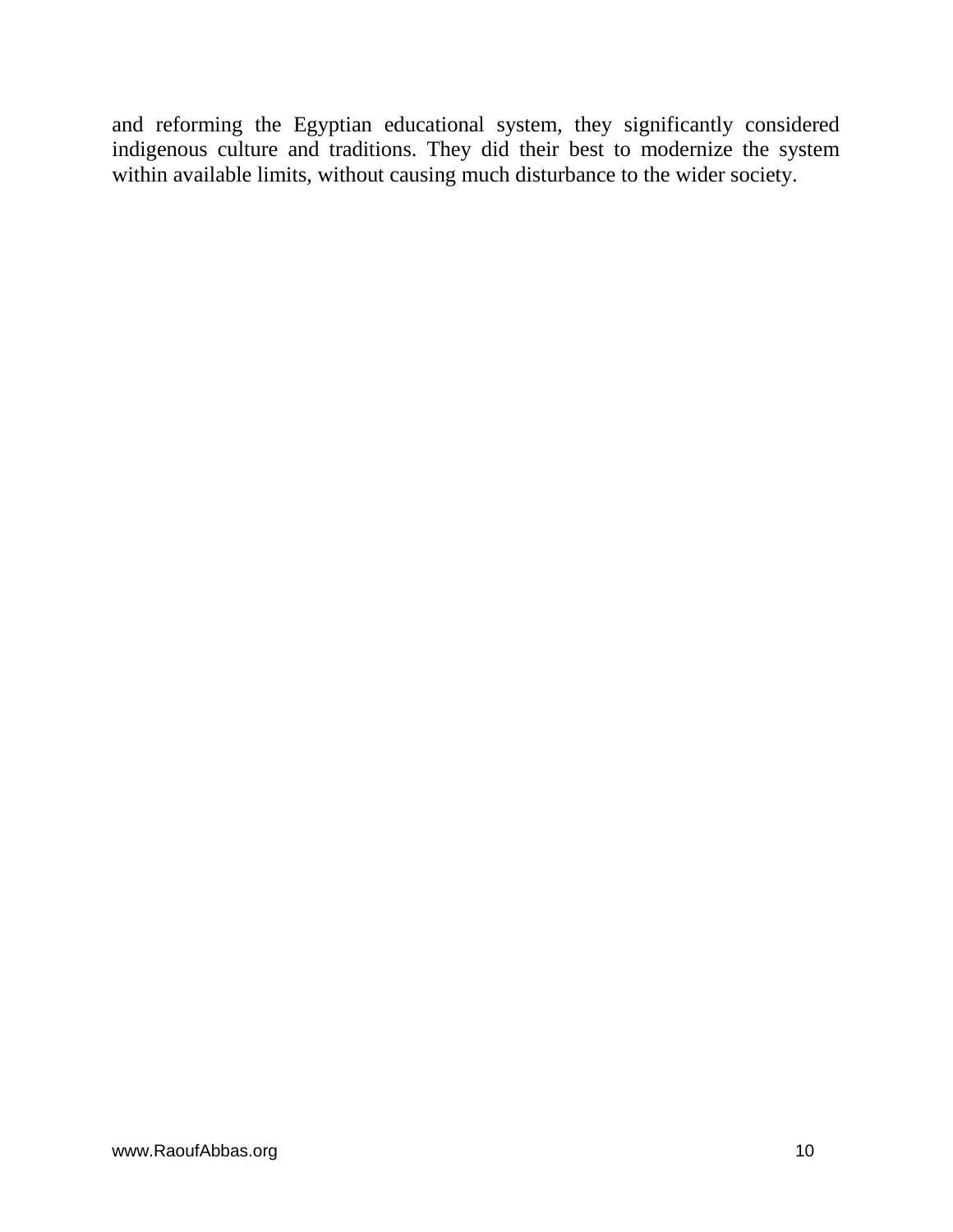and reforming the Egyptian educational system, they significantly considered indigenous culture and traditions. They did their best to modernize the system within available limits, without causing much disturbance to the wider society.